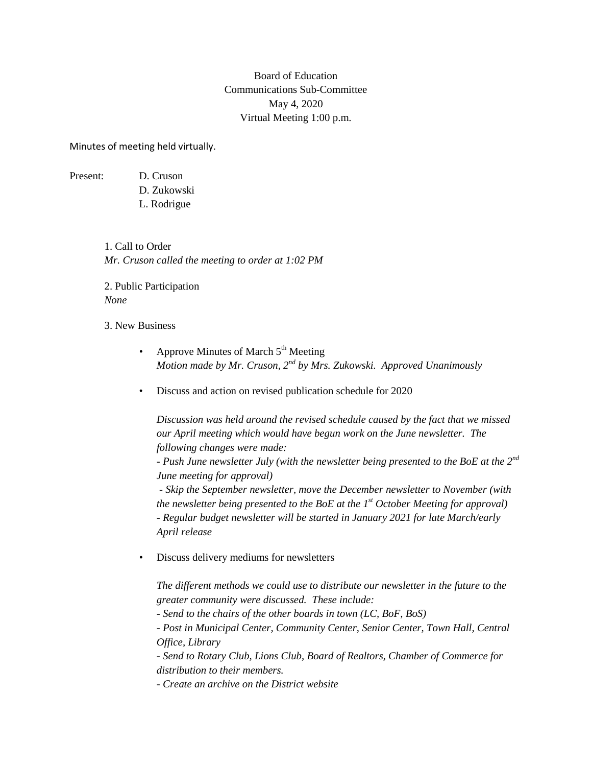Board of Education
Communications Sub-Committee
May 4, 2020
Virtual Meeting 1:00 p.m.

Minutes of meeting held virtually.

Present: D. Cruson
D. Zukowski
L. Rodrigue

1. Call to Order
*Mr. Cruson called the meeting to order at 1:02 PM*

2. Public Participation
*None*

3. New Business

- Approve Minutes of March 5th Meeting
  *Motion made by Mr. Cruson, 2nd by Mrs. Zukowski. Approved Unanimously*

- Discuss and action on revised publication schedule for 2020

  *Discussion was held around the revised schedule caused by the fact that we missed our April meeting which would have begun work on the June newsletter. The following changes were made:*
  *- Push June newsletter July (with the newsletter being presented to the BoE at the 2nd June meeting for approval)*
  *- Skip the September newsletter, move the December newsletter to November (with the newsletter being presented to the BoE at the 1st October Meeting for approval)*
  *- Regular budget newsletter will be started in January 2021 for late March/early April release*

- Discuss delivery mediums for newsletters

  *The different methods we could use to distribute our newsletter in the future to the greater community were discussed. These include:*
  *- Send to the chairs of the other boards in town (LC, BoF, BoS)*
  *- Post in Municipal Center, Community Center, Senior Center, Town Hall, Central Office, Library*
  *- Send to Rotary Club, Lions Club, Board of Realtors, Chamber of Commerce for distribution to their members.*
  *- Create an archive on the District website*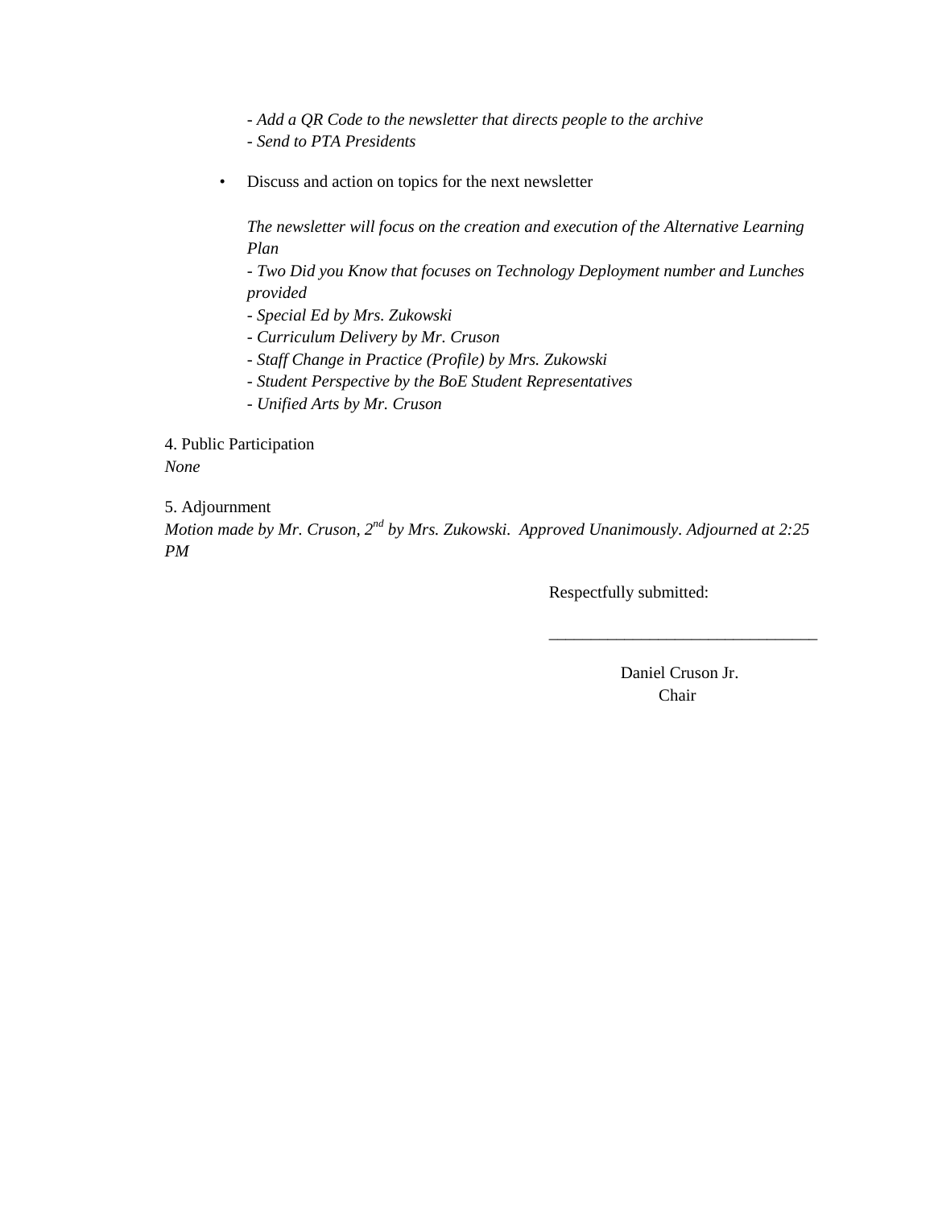*- Add a QR Code to the newsletter that directs people to the archive*
*- Send to PTA Presidents*

- Discuss and action on topics for the next newsletter

  *The newsletter will focus on the creation and execution of the Alternative Learning Plan*
  *- Two Did you Know that focuses on Technology Deployment number and Lunches provided*
  *- Special Ed by Mrs. Zukowski*
  *- Curriculum Delivery by Mr. Cruson*
  *- Staff Change in Practice (Profile) by Mrs. Zukowski*
  *- Student Perspective by the BoE Student Representatives*
  *- Unified Arts by Mr. Cruson*

4. Public Participation
*None*

5. Adjournment
*Motion made by Mr. Cruson, 2nd by Mrs. Zukowski. Approved Unanimously. Adjourned at 2:25 PM*

Respectfully submitted:

________________________________

Daniel Cruson Jr.
Chair